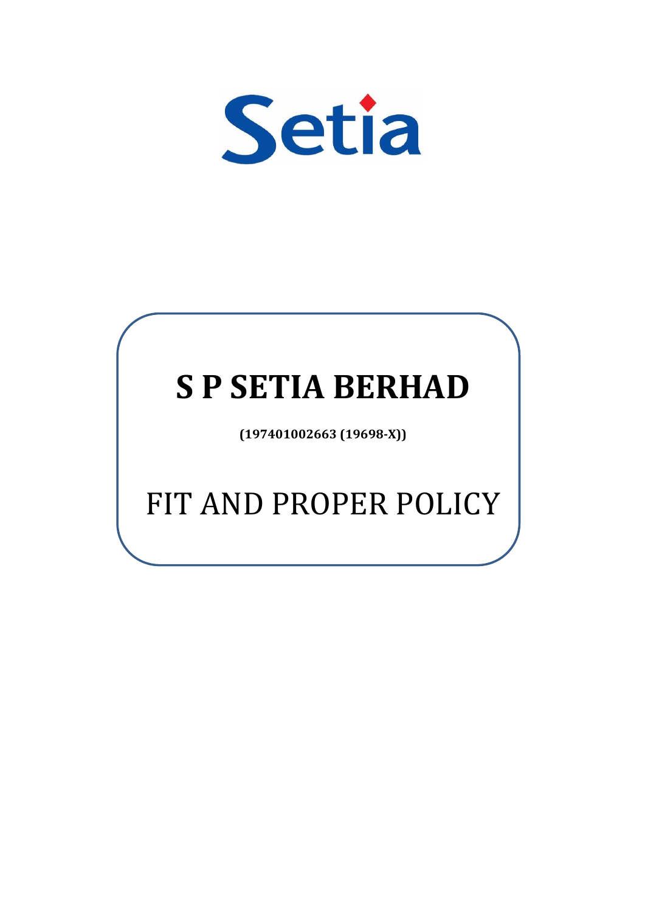Setia

# S P SETIA BERHAD

**(197401002663 (19698-X))**

## FIT AND PROPER POLICY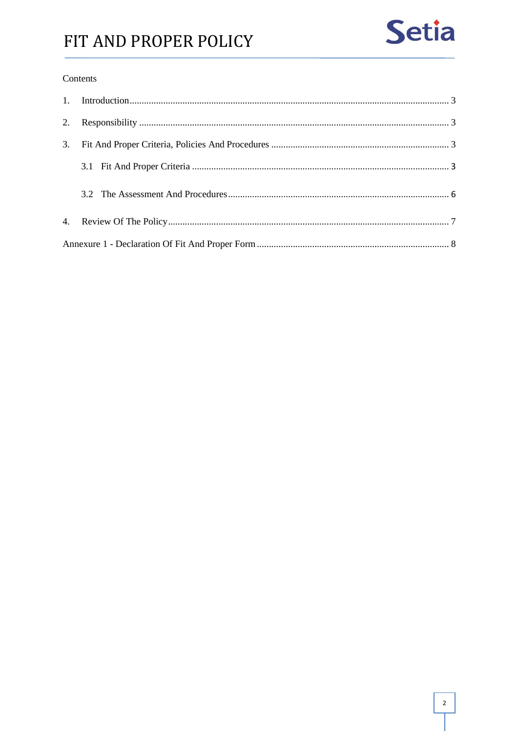Contents

1. Introduction ........................................................................................................ 3

2. Responsibility ..................................................................................................... 3

3. Fit And Proper Criteria, Policies And Procedures ............................................... 3

   3.1 Fit And Proper Criteria .................................................................................. 3

   3.2 The Assessment And Procedures .................................................................... 6

4. Review Of The Policy ........................................................................................... 7

Annexure 1 - Declaration Of Fit And Proper Form .................................................... 8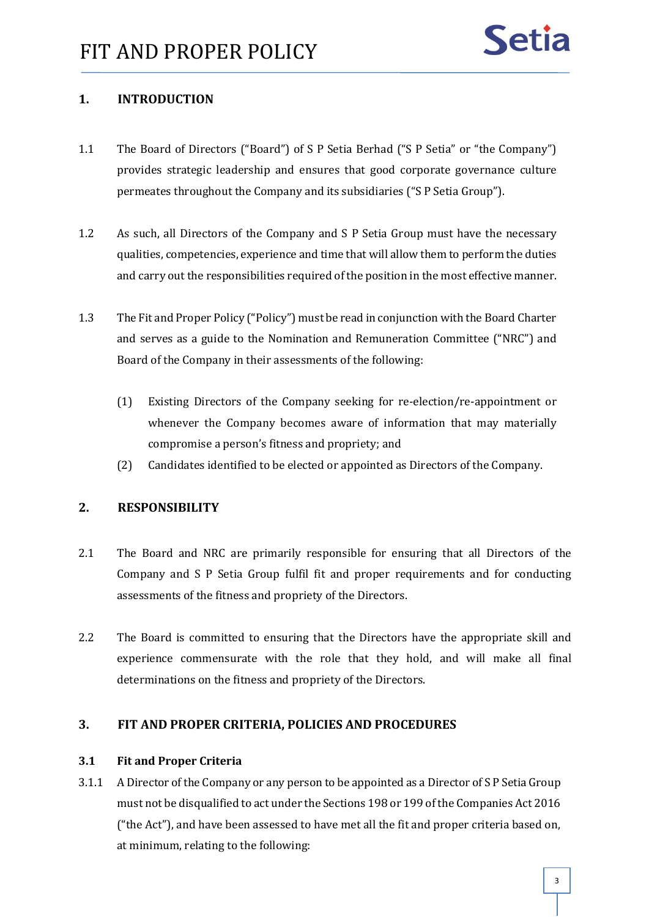## 1. INTRODUCTION

1.1 The Board of Directors ("Board") of S P Setia Berhad ("S P Setia" or "the Company") provides strategic leadership and ensures that good corporate governance culture permeates throughout the Company and its subsidiaries ("S P Setia Group").

1.2 As such, all Directors of the Company and S P Setia Group must have the necessary qualities, competencies, experience and time that will allow them to perform the duties and carry out the responsibilities required of the position in the most effective manner.

1.3 The Fit and Proper Policy ("Policy") must be read in conjunction with the Board Charter and serves as a guide to the Nomination and Remuneration Committee ("NRC") and Board of the Company in their assessments of the following:

(1) Existing Directors of the Company seeking for re-election/re-appointment or whenever the Company becomes aware of information that may materially compromise a person's fitness and propriety; and

(2) Candidates identified to be elected or appointed as Directors of the Company.

## 2. RESPONSIBILITY

2.1 The Board and NRC are primarily responsible for ensuring that all Directors of the Company and S P Setia Group fulfil fit and proper requirements and for conducting assessments of the fitness and propriety of the Directors.

2.2 The Board is committed to ensuring that the Directors have the appropriate skill and experience commensurate with the role that they hold, and will make all final determinations on the fitness and propriety of the Directors.

## 3. FIT AND PROPER CRITERIA, POLICIES AND PROCEDURES

### 3.1 Fit and Proper Criteria

3.1.1 A Director of the Company or any person to be appointed as a Director of S P Setia Group must not be disqualified to act under the Sections 198 or 199 of the Companies Act 2016 ("the Act"), and have been assessed to have met all the fit and proper criteria based on, at minimum, relating to the following: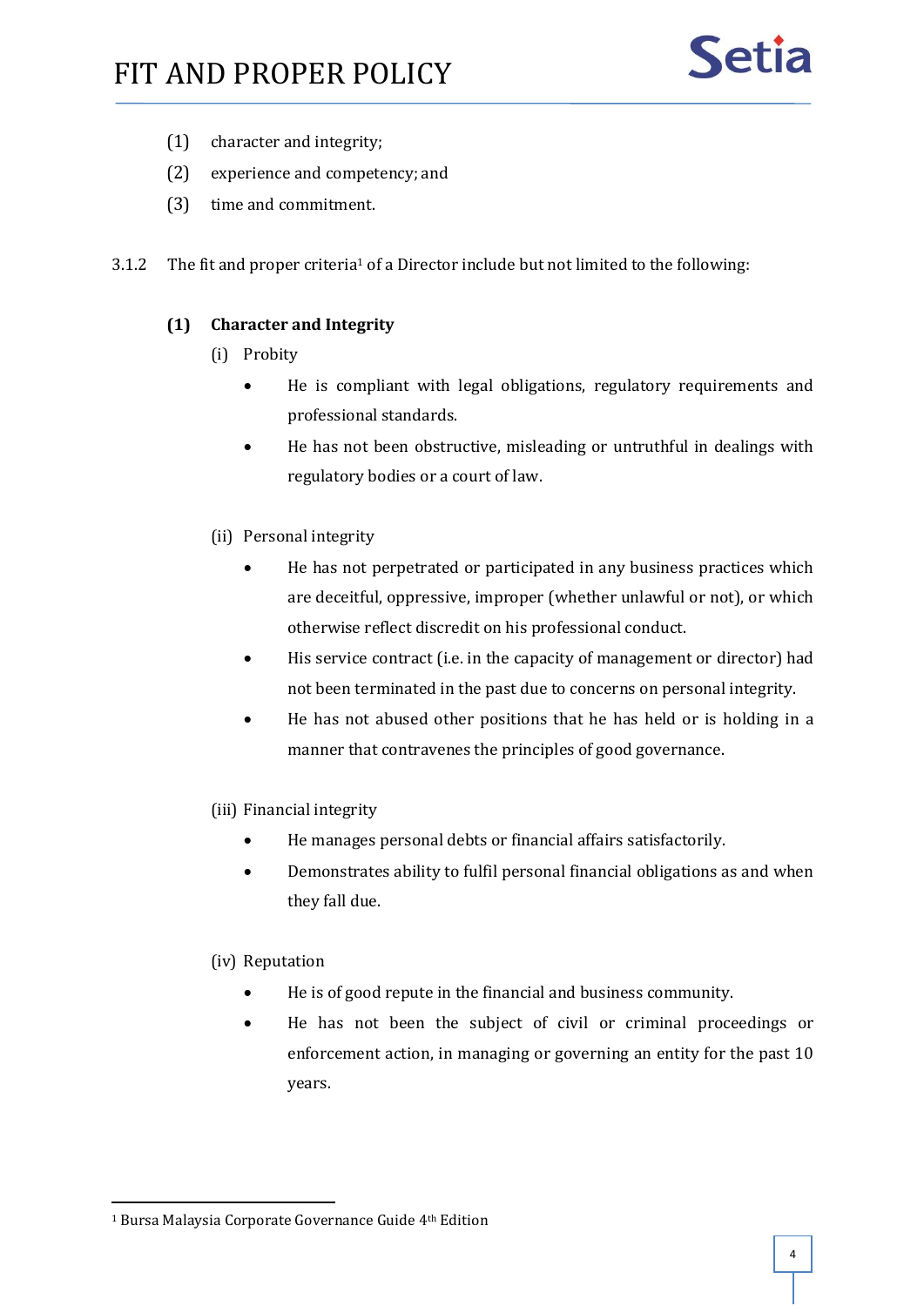(1) character and integrity;

(2) experience and competency; and

(3) time and commitment.

3.1.2 The fit and proper criteria[1] of a Director include but not limited to the following:

**(1) Character and Integrity**

(i) Probity

- He is compliant with legal obligations, regulatory requirements and professional standards.
- He has not been obstructive, misleading or untruthful in dealings with regulatory bodies or a court of law.

(ii) Personal integrity

- He has not perpetrated or participated in any business practices which are deceitful, oppressive, improper (whether unlawful or not), or which otherwise reflect discredit on his professional conduct.
- His service contract (i.e. in the capacity of management or director) had not been terminated in the past due to concerns on personal integrity.
- He has not abused other positions that he has held or is holding in a manner that contravenes the principles of good governance.

(iii) Financial integrity

- He manages personal debts or financial affairs satisfactorily.
- Demonstrates ability to fulfil personal financial obligations as and when they fall due.

(iv) Reputation

- He is of good repute in the financial and business community.
- He has not been the subject of civil or criminal proceedings or enforcement action, in managing or governing an entity for the past 10 years.

[1] Bursa Malaysia Corporate Governance Guide 4th Edition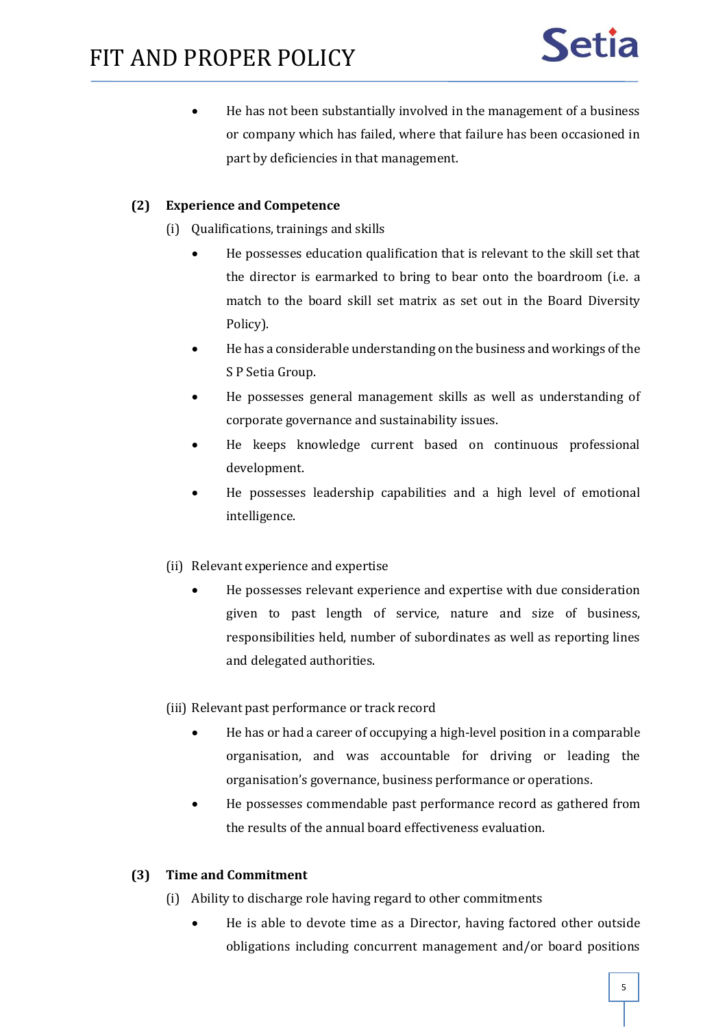- He has not been substantially involved in the management of a business or company which has failed, where that failure has been occasioned in part by deficiencies in that management.

**(2) Experience and Competence**

(i) Qualifications, trainings and skills

- He possesses education qualification that is relevant to the skill set that the director is earmarked to bring to bear onto the boardroom (i.e. a match to the board skill set matrix as set out in the Board Diversity Policy).
- He has a considerable understanding on the business and workings of the S P Setia Group.
- He possesses general management skills as well as understanding of corporate governance and sustainability issues.
- He keeps knowledge current based on continuous professional development.
- He possesses leadership capabilities and a high level of emotional intelligence.

(ii) Relevant experience and expertise

- He possesses relevant experience and expertise with due consideration given to past length of service, nature and size of business, responsibilities held, number of subordinates as well as reporting lines and delegated authorities.

(iii) Relevant past performance or track record

- He has or had a career of occupying a high-level position in a comparable organisation, and was accountable for driving or leading the organisation's governance, business performance or operations.
- He possesses commendable past performance record as gathered from the results of the annual board effectiveness evaluation.

**(3) Time and Commitment**

(i) Ability to discharge role having regard to other commitments

- He is able to devote time as a Director, having factored other outside obligations including concurrent management and/or board positions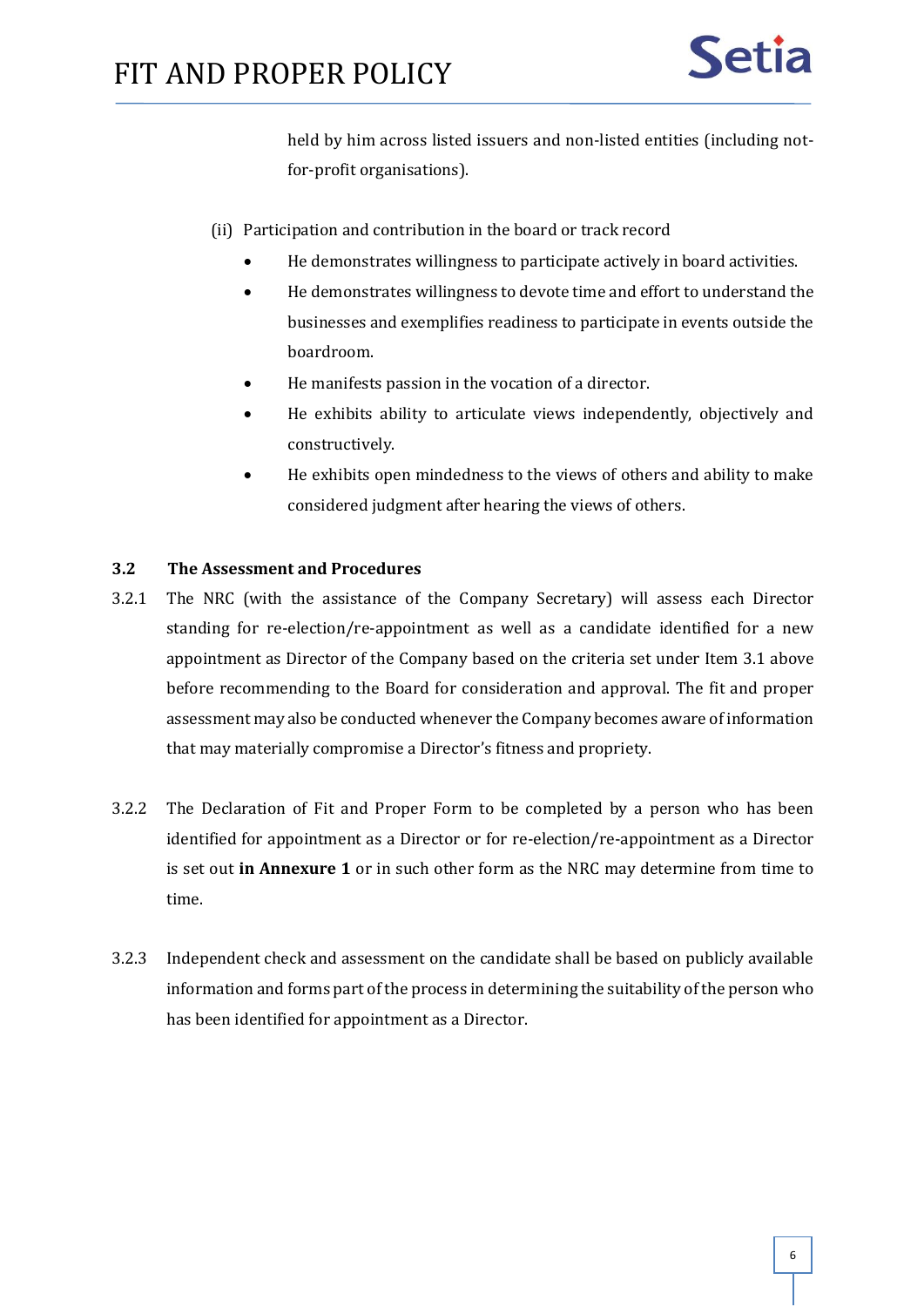held by him across listed issuers and non-listed entities (including not-for-profit organisations).

(ii) Participation and contribution in the board or track record

- He demonstrates willingness to participate actively in board activities.
- He demonstrates willingness to devote time and effort to understand the businesses and exemplifies readiness to participate in events outside the boardroom.
- He manifests passion in the vocation of a director.
- He exhibits ability to articulate views independently, objectively and constructively.
- He exhibits open mindedness to the views of others and ability to make considered judgment after hearing the views of others.

### 3.2 The Assessment and Procedures

3.2.1 The NRC (with the assistance of the Company Secretary) will assess each Director standing for re-election/re-appointment as well as a candidate identified for a new appointment as Director of the Company based on the criteria set under Item 3.1 above before recommending to the Board for consideration and approval. The fit and proper assessment may also be conducted whenever the Company becomes aware of information that may materially compromise a Director's fitness and propriety.

3.2.2 The Declaration of Fit and Proper Form to be completed by a person who has been identified for appointment as a Director or for re-election/re-appointment as a Director is set out **in Annexure 1** or in such other form as the NRC may determine from time to time.

3.2.3 Independent check and assessment on the candidate shall be based on publicly available information and forms part of the process in determining the suitability of the person who has been identified for appointment as a Director.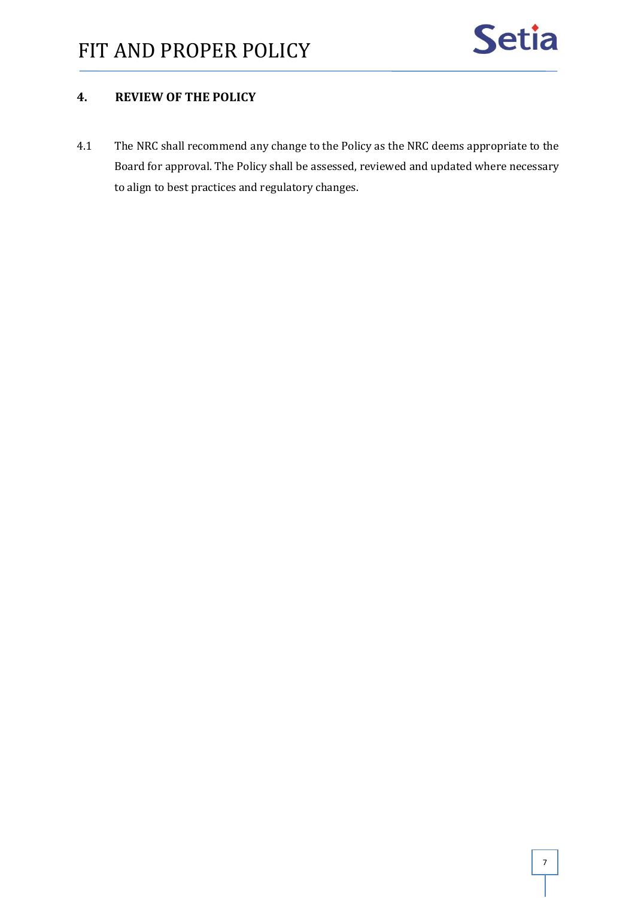## 4. REVIEW OF THE POLICY

4.1 The NRC shall recommend any change to the Policy as the NRC deems appropriate to the Board for approval. The Policy shall be assessed, reviewed and updated where necessary to align to best practices and regulatory changes.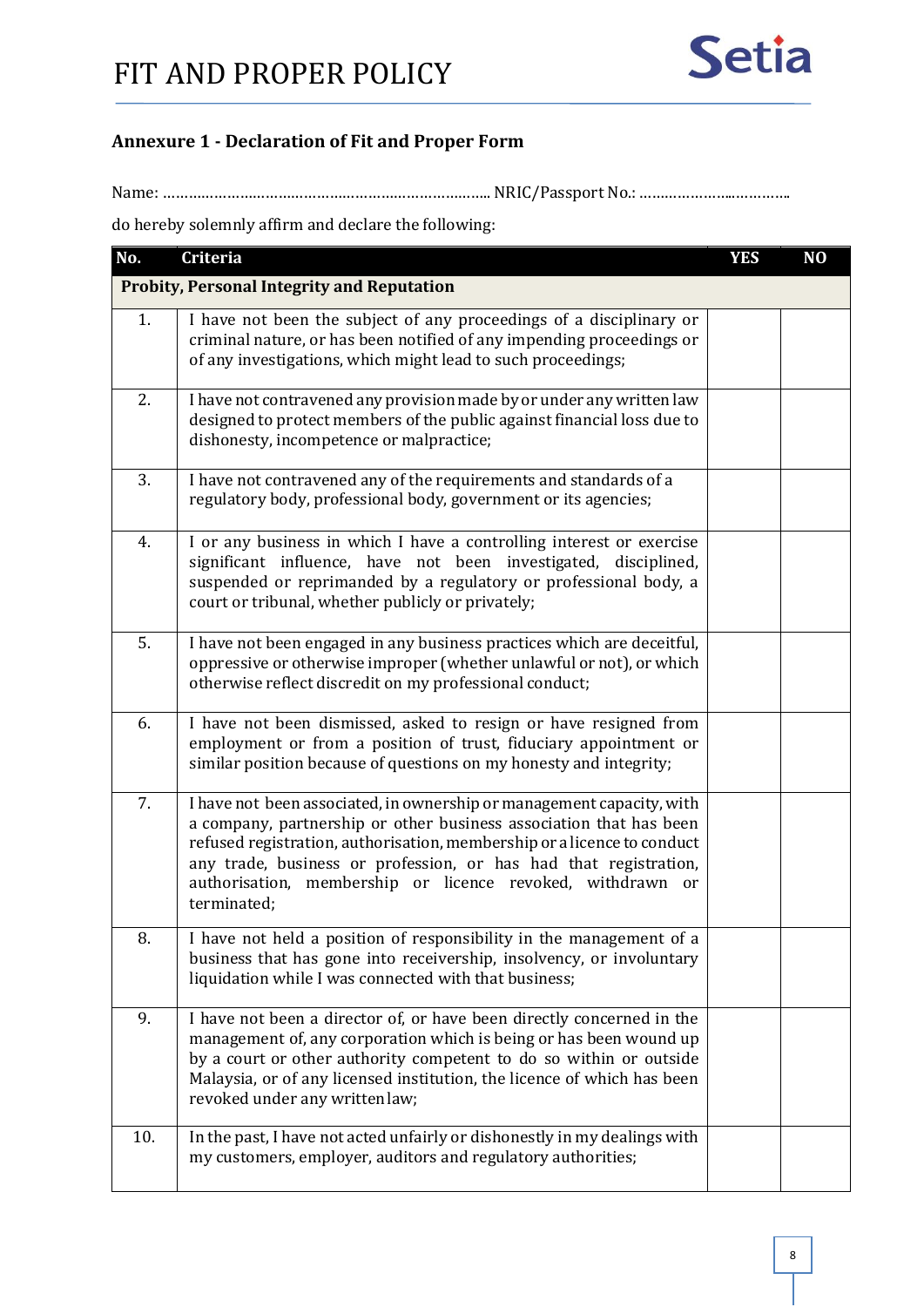## Annexure 1 - Declaration of Fit and Proper Form

Name: ……………………………………………………………….. NRIC/Passport No.: ……………………………….

do hereby solemnly affirm and declare the following:

| No. | Criteria | YES | NO |
|---|---|---|---|
| **Probity, Personal Integrity and Reputation** | | | |
| 1. | I have not been the subject of any proceedings of a disciplinary or criminal nature, or has been notified of any impending proceedings or of any investigations, which might lead to such proceedings; | | |
| 2. | I have not contravened any provision made by or under any written law designed to protect members of the public against financial loss due to dishonesty, incompetence or malpractice; | | |
| 3. | I have not contravened any of the requirements and standards of a regulatory body, professional body, government or its agencies; | | |
| 4. | I or any business in which I have a controlling interest or exercise significant influence, have not been investigated, disciplined, suspended or reprimanded by a regulatory or professional body, a court or tribunal, whether publicly or privately; | | |
| 5. | I have not been engaged in any business practices which are deceitful, oppressive or otherwise improper (whether unlawful or not), or which otherwise reflect discredit on my professional conduct; | | |
| 6. | I have not been dismissed, asked to resign or have resigned from employment or from a position of trust, fiduciary appointment or similar position because of questions on my honesty and integrity; | | |
| 7. | I have not been associated, in ownership or management capacity, with a company, partnership or other business association that has been refused registration, authorisation, membership or a licence to conduct any trade, business or profession, or has had that registration, authorisation, membership or licence revoked, withdrawn or terminated; | | |
| 8. | I have not held a position of responsibility in the management of a business that has gone into receivership, insolvency, or involuntary liquidation while I was connected with that business; | | |
| 9. | I have not been a director of, or have been directly concerned in the management of, any corporation which is being or has been wound up by a court or other authority competent to do so within or outside Malaysia, or of any licensed institution, the licence of which has been revoked under any written law; | | |
| 10. | In the past, I have not acted unfairly or dishonestly in my dealings with my customers, employer, auditors and regulatory authorities; | | |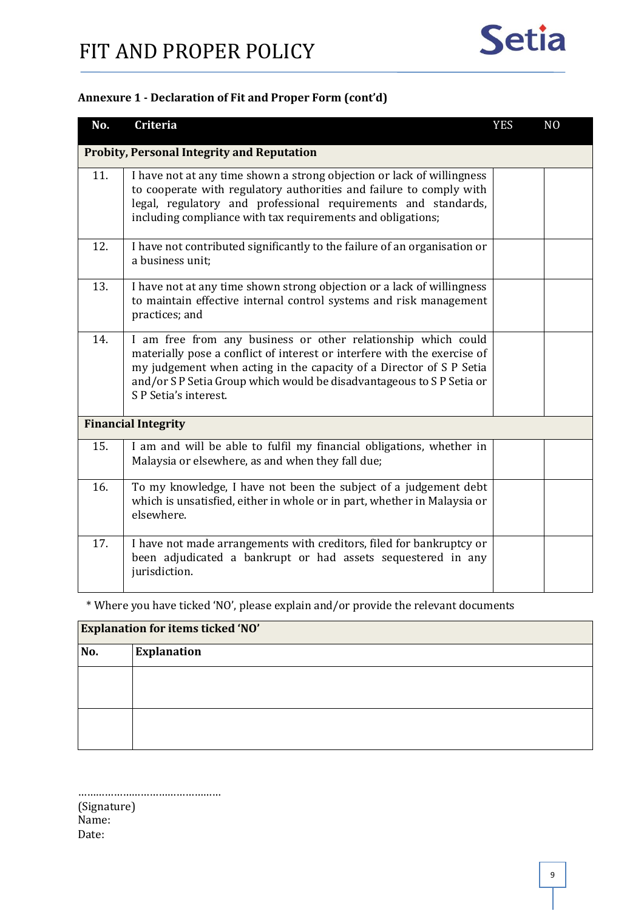# FIT AND PROPER POLICY

### Annexure 1 - Declaration of Fit and Proper Form (cont'd)

| No. | Criteria | YES | NO |
|---|---|---|---|
| **Probity, Personal Integrity and Reputation** | | | |
| 11. | I have not at any time shown a strong objection or lack of willingness to cooperate with regulatory authorities and failure to comply with legal, regulatory and professional requirements and standards, including compliance with tax requirements and obligations; | | |
| 12. | I have not contributed significantly to the failure of an organisation or a business unit; | | |
| 13. | I have not at any time shown strong objection or a lack of willingness to maintain effective internal control systems and risk management practices; and | | |
| 14. | I am free from any business or other relationship which could materially pose a conflict of interest or interfere with the exercise of my judgement when acting in the capacity of a Director of S P Setia and/or S P Setia Group which would be disadvantageous to S P Setia or S P Setia's interest. | | |
| **Financial Integrity** | | | |
| 15. | I am and will be able to fulfil my financial obligations, whether in Malaysia or elsewhere, as and when they fall due; | | |
| 16. | To my knowledge, I have not been the subject of a judgement debt which is unsatisfied, either in whole or in part, whether in Malaysia or elsewhere. | | |
| 17. | I have not made arrangements with creditors, filed for bankruptcy or been adjudicated a bankrupt or had assets sequestered in any jurisdiction. | | |

* Where you have ticked 'NO', please explain and/or provide the relevant documents

| **Explanation for items ticked 'NO'** | |
|---|---|
| **No.** | **Explanation** |
| | |
| | |

…………………………………………

(Signature)

Name:

Date: